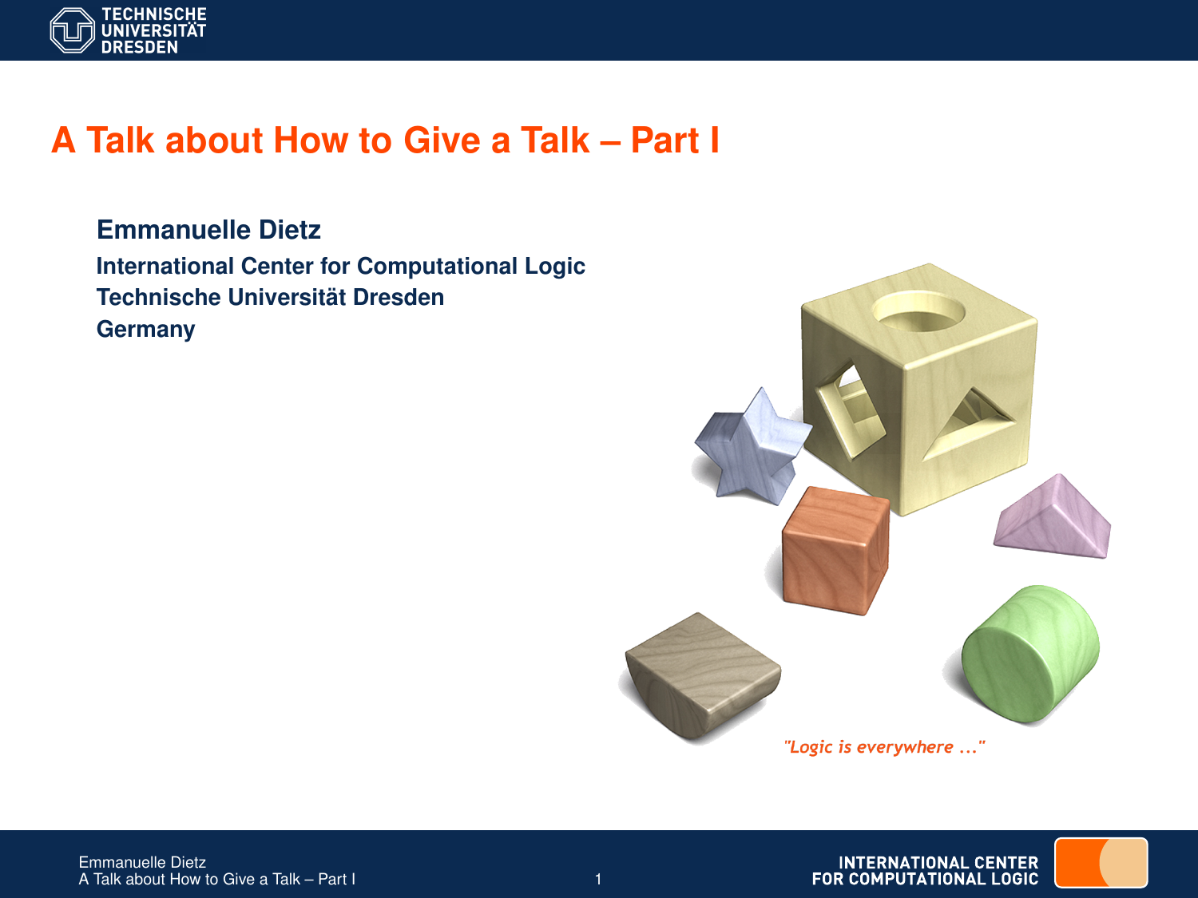# A Talk about How to Give a Talk – Part I

**Emmanuelle Dietz**

**International Center for Computational Logic**
**Technische Universität Dresden**
**Germany**

*"Logic is everywhere ..."*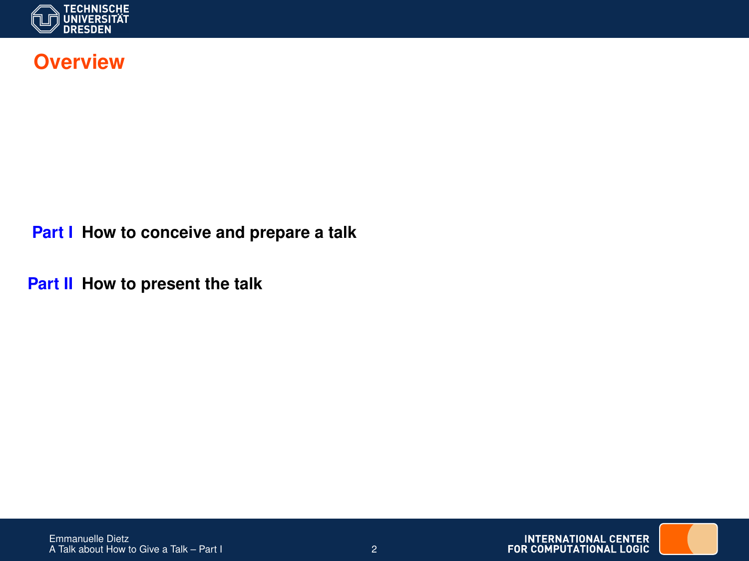# Overview

**Part I** **How to conceive and prepare a talk**

**Part II** **How to present the talk**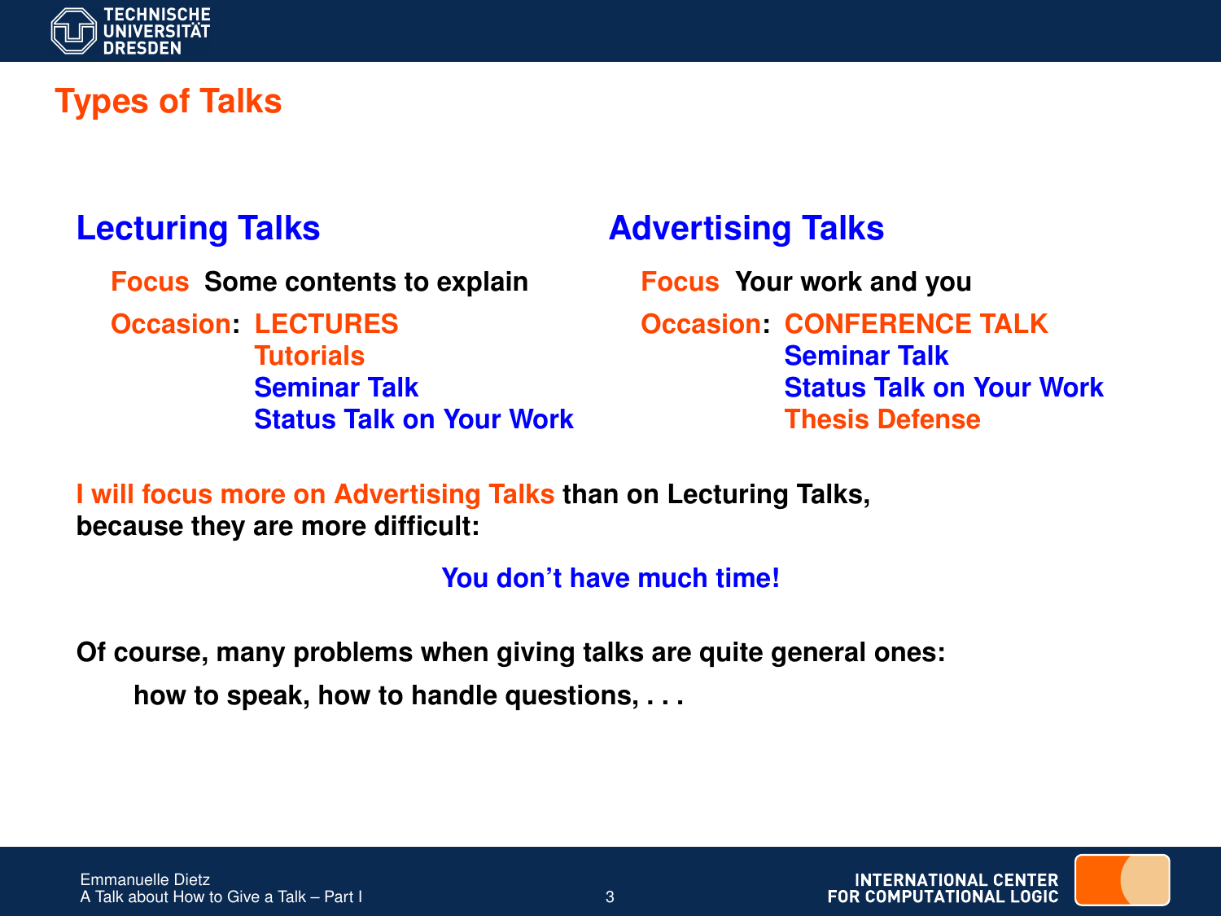# Types of Talks

## Lecturing Talks

**Focus** Some contents to explain

**Occasion:** LECTURES
Tutorials
Seminar Talk
Status Talk on Your Work

## Advertising Talks

**Focus** Your work and you

**Occasion:** CONFERENCE TALK
Seminar Talk
Status Talk on Your Work
Thesis Defense

**I will focus more on Advertising Talks than on Lecturing Talks, because they are more difficult:**

**You don't have much time!**

**Of course, many problems when giving talks are quite general ones:**

**how to speak, how to handle questions, . . .**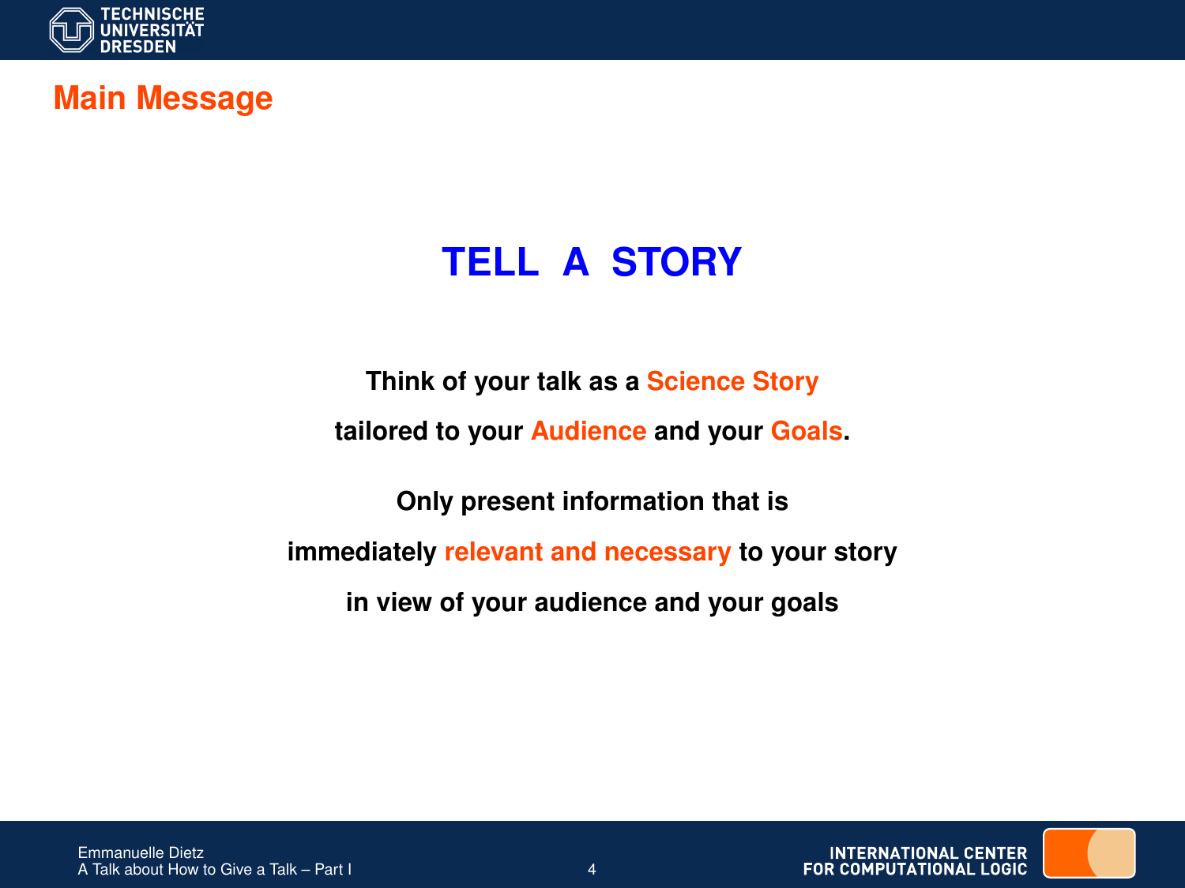## Main Message

# TELL A STORY

**Think of your talk as a Science Story**

**tailored to your Audience and your Goals.**

**Only present information that is**

**immediately relevant and necessary to your story**

**in view of your audience and your goals**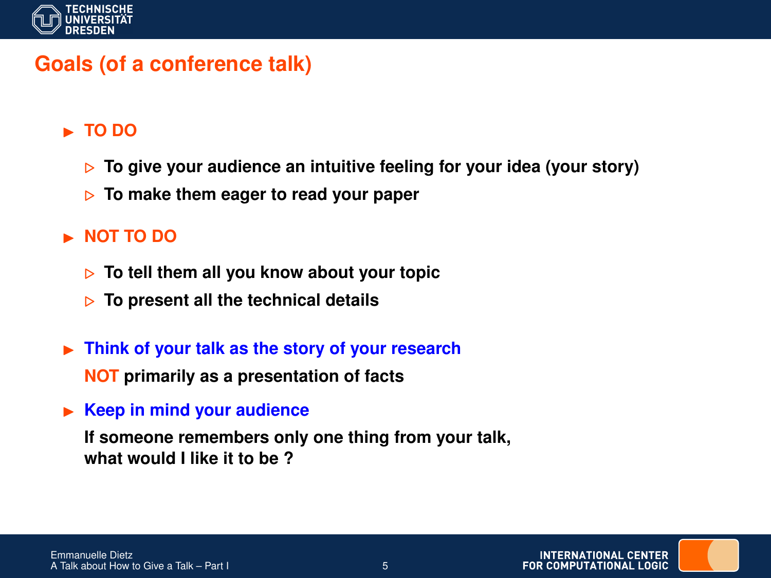## Goals (of a conference talk)

- **TO DO**
  - **To give your audience an intuitive feeling for your idea (your story)**
  - **To make them eager to read your paper**
- **NOT TO DO**
  - **To tell them all you know about your topic**
  - **To present all the technical details**
- **Think of your talk as the story of your research**
  **NOT primarily as a presentation of facts**
- **Keep in mind your audience**
  **If someone remembers only one thing from your talk, what would I like it to be ?**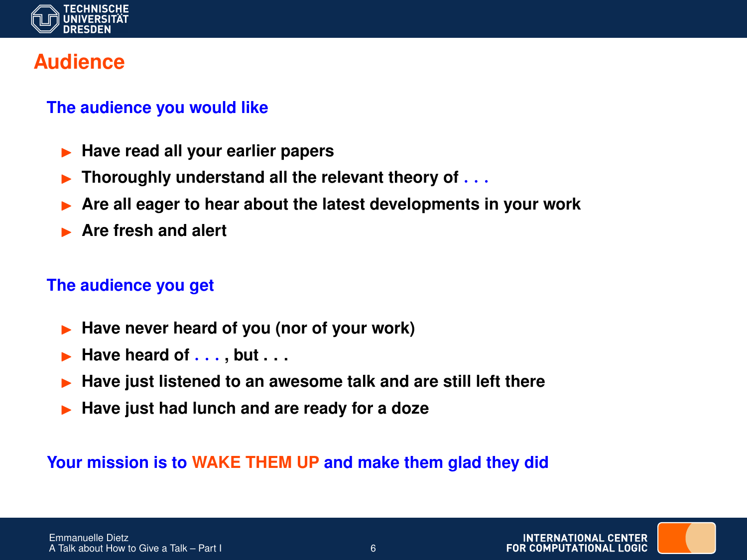# Audience

## The audience you would like

- **Have read all your earlier papers**
- **Thoroughly understand all the relevant theory of . . .**
- **Are all eager to hear about the latest developments in your work**
- **Are fresh and alert**

## The audience you get

- **Have never heard of you (nor of your work)**
- **Have heard of . . . , but . . .**
- **Have just listened to an awesome talk and are still left there**
- **Have just had lunch and are ready for a doze**

**Your mission is to WAKE THEM UP and make them glad they did**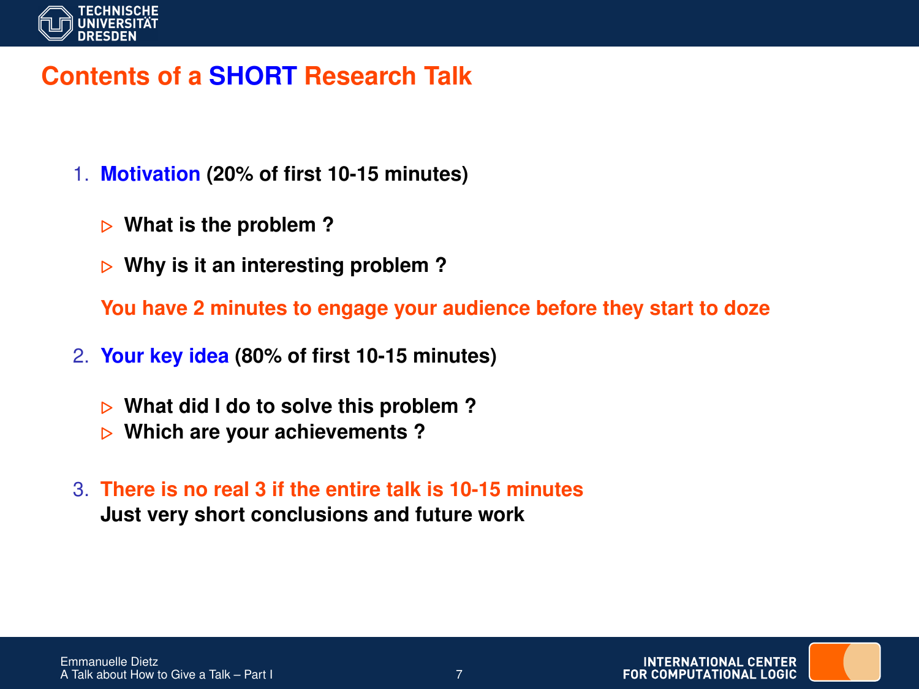# Contents of a SHORT Research Talk

1. **Motivation (20% of first 10-15 minutes)**
   - **What is the problem ?**
   - **Why is it an interesting problem ?**

   **You have 2 minutes to engage your audience before they start to doze**

2. **Your key idea (80% of first 10-15 minutes)**
   - **What did I do to solve this problem ?**
   - **Which are your achievements ?**

3. **There is no real 3 if the entire talk is 10-15 minutes**
   **Just very short conclusions and future work**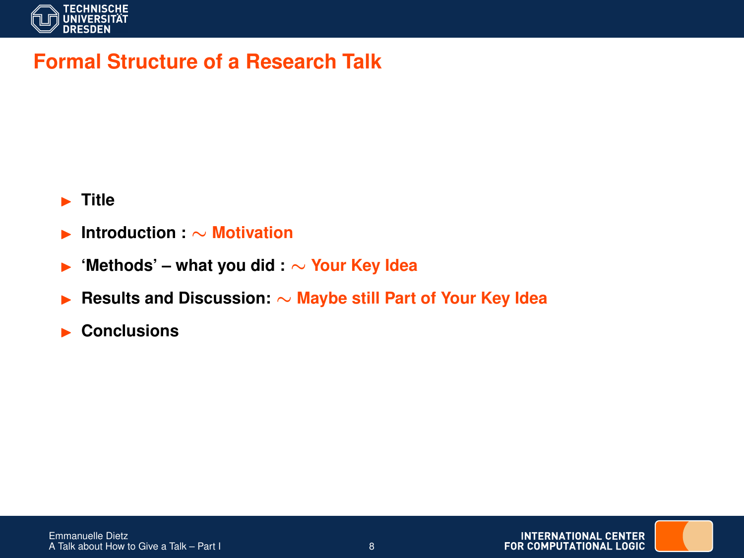## Formal Structure of a Research Talk

- **Title**
- **Introduction :** $\sim$ **Motivation**
- **'Methods' – what you did :** $\sim$ **Your Key Idea**
- **Results and Discussion:** $\sim$ **Maybe still Part of Your Key Idea**
- **Conclusions**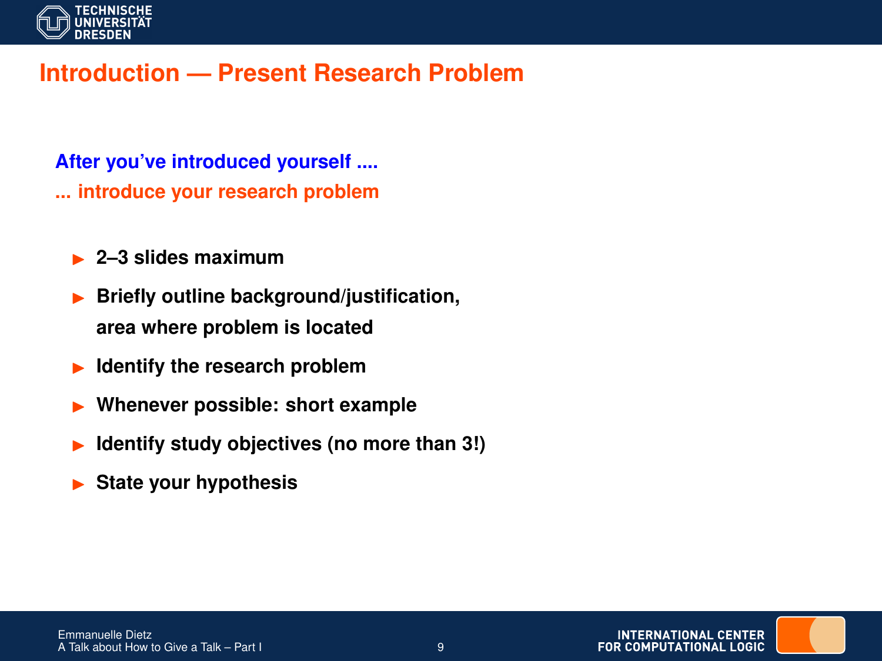# Introduction — Present Research Problem

**After you've introduced yourself ....**

**... introduce your research problem**

- **2–3 slides maximum**
- **Briefly outline background/justification, area where problem is located**
- **Identify the research problem**
- **Whenever possible: short example**
- **Identify study objectives (no more than 3!)**
- **State your hypothesis**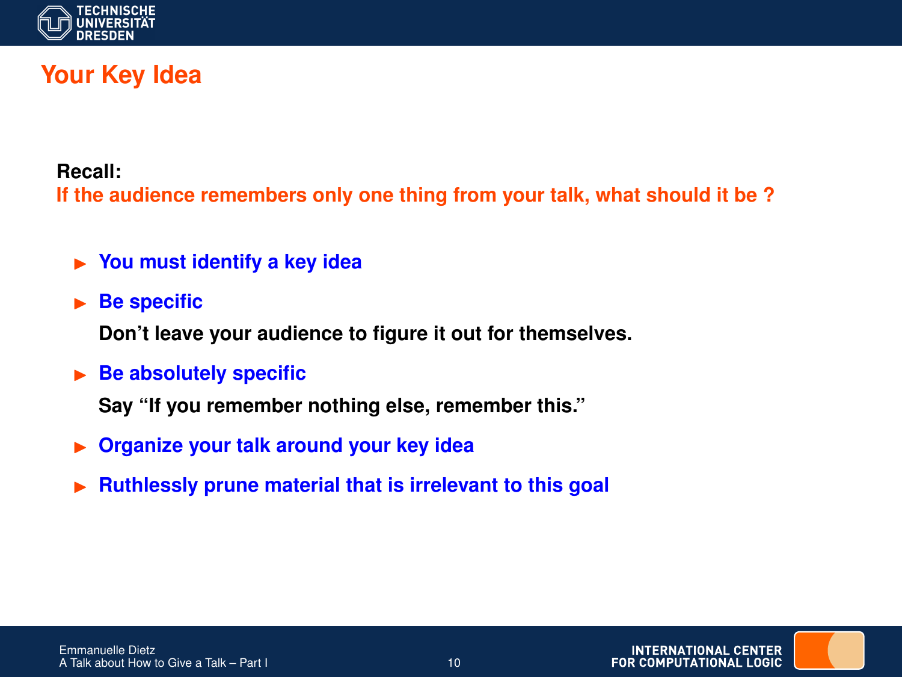# Your Key Idea

**Recall:**
**If the audience remembers only one thing from your talk, what should it be ?**

- **You must identify a key idea**
- **Be specific**

  **Don't leave your audience to figure it out for themselves.**
- **Be absolutely specific**

  **Say "If you remember nothing else, remember this."**
- **Organize your talk around your key idea**
- **Ruthlessly prune material that is irrelevant to this goal**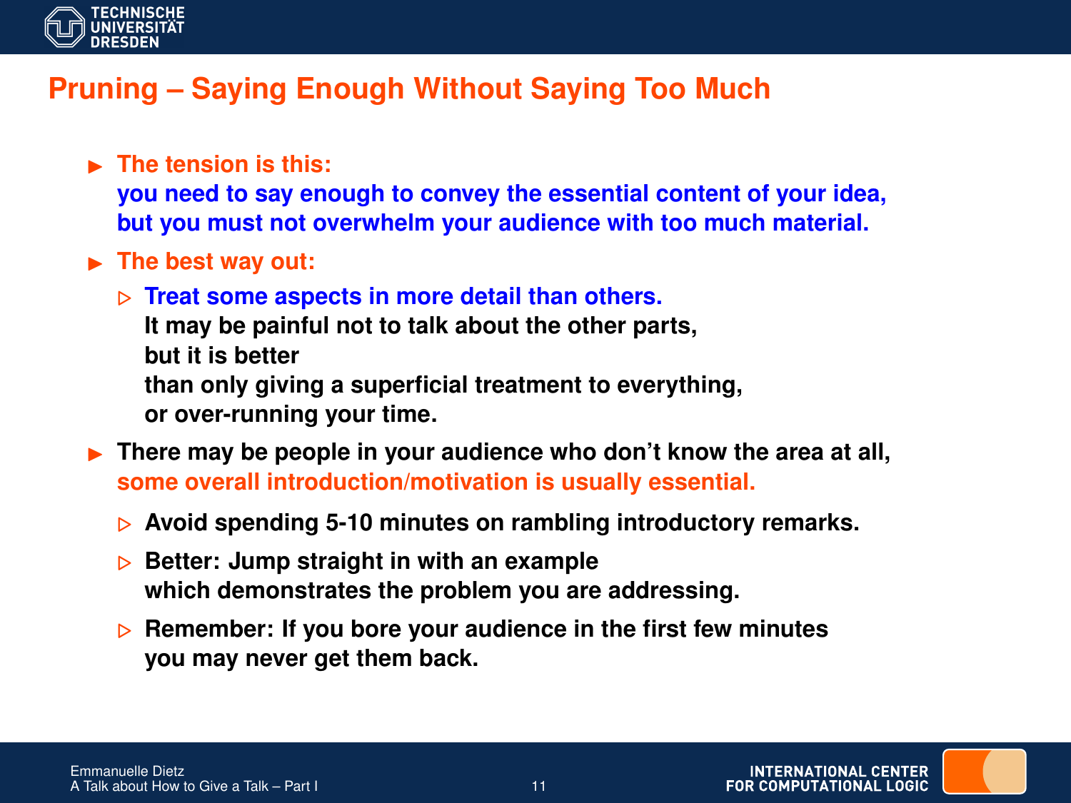# Pruning – Saying Enough Without Saying Too Much

- **The tension is this:**
  **you need to say enough to convey the essential content of your idea, but you must not overwhelm your audience with too much material.**
- **The best way out:**
  - **Treat some aspects in more detail than others.**
    **It may be painful not to talk about the other parts, but it is better than only giving a superficial treatment to everything, or over-running your time.**
- **There may be people in your audience who don't know the area at all, some overall introduction/motivation is usually essential.**
  - **Avoid spending 5-10 minutes on rambling introductory remarks.**
  - **Better: Jump straight in with an example which demonstrates the problem you are addressing.**
  - **Remember: If you bore your audience in the first few minutes you may never get them back.**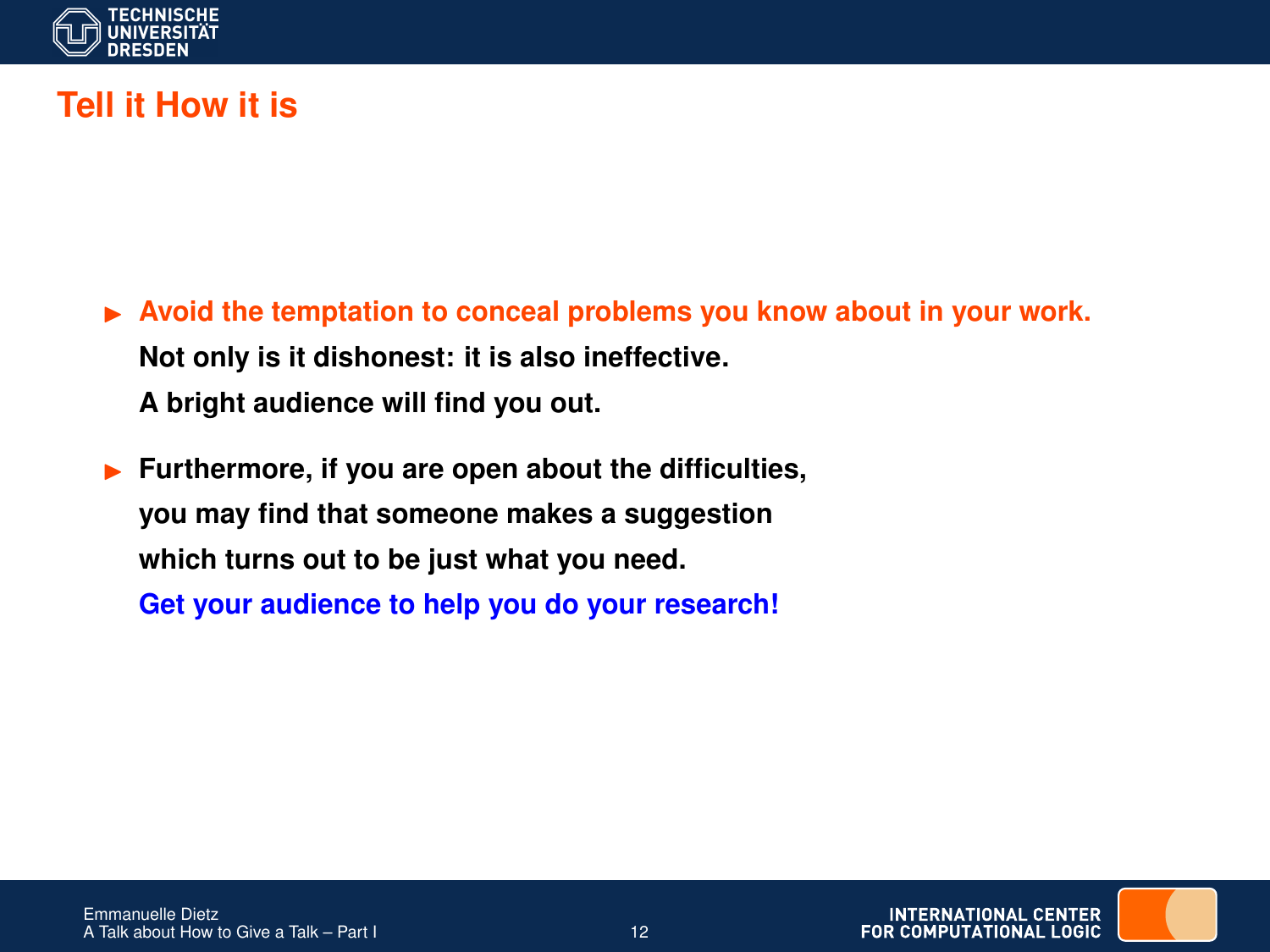# Tell it How it is

- **Avoid the temptation to conceal problems you know about in your work.**
  **Not only is it dishonest: it is also ineffective.**
  **A bright audience will find you out.**
- **Furthermore, if you are open about the difficulties,**
  **you may find that someone makes a suggestion**
  **which turns out to be just what you need.**
  **Get your audience to help you do your research!**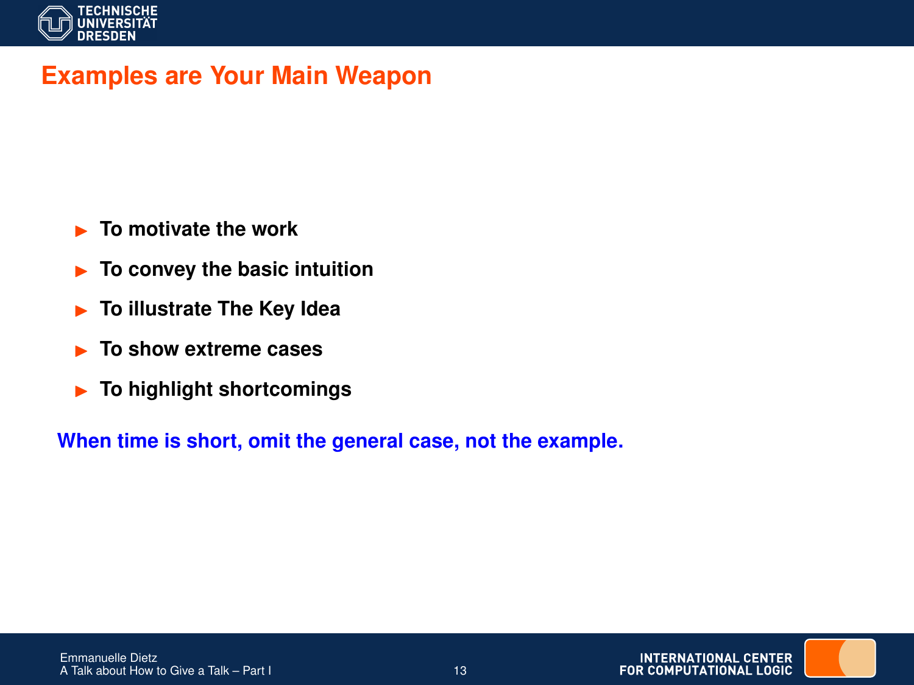# Examples are Your Main Weapon

- **To motivate the work**
- **To convey the basic intuition**
- **To illustrate The Key Idea**
- **To show extreme cases**
- **To highlight shortcomings**

**When time is short, omit the general case, not the example.**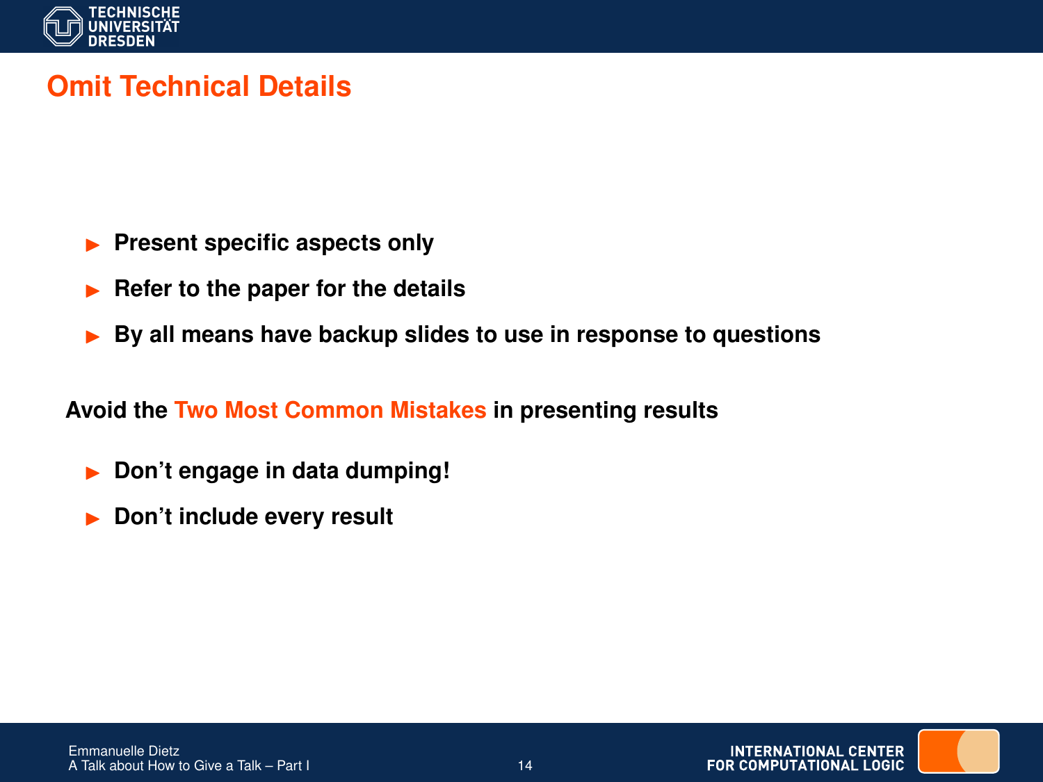# Omit Technical Details

- **Present specific aspects only**
- **Refer to the paper for the details**
- **By all means have backup slides to use in response to questions**

**Avoid the Two Most Common Mistakes in presenting results**

- **Don’t engage in data dumping!**
- **Don’t include every result**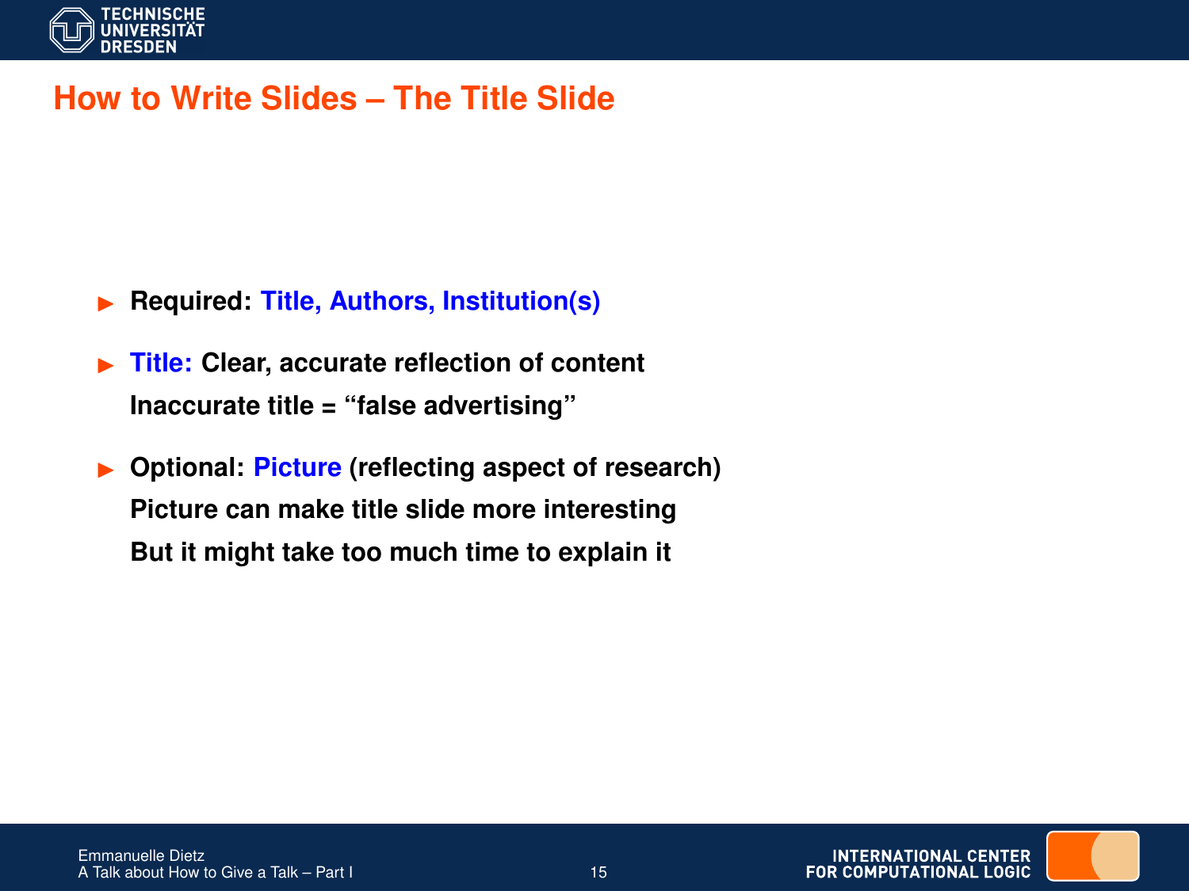# How to Write Slides – The Title Slide

- **Required: Title, Authors, Institution(s)**
- **Title: Clear, accurate reflection of content**
  **Inaccurate title = "false advertising"**
- **Optional: Picture (reflecting aspect of research)**
  **Picture can make title slide more interesting**
  **But it might take too much time to explain it**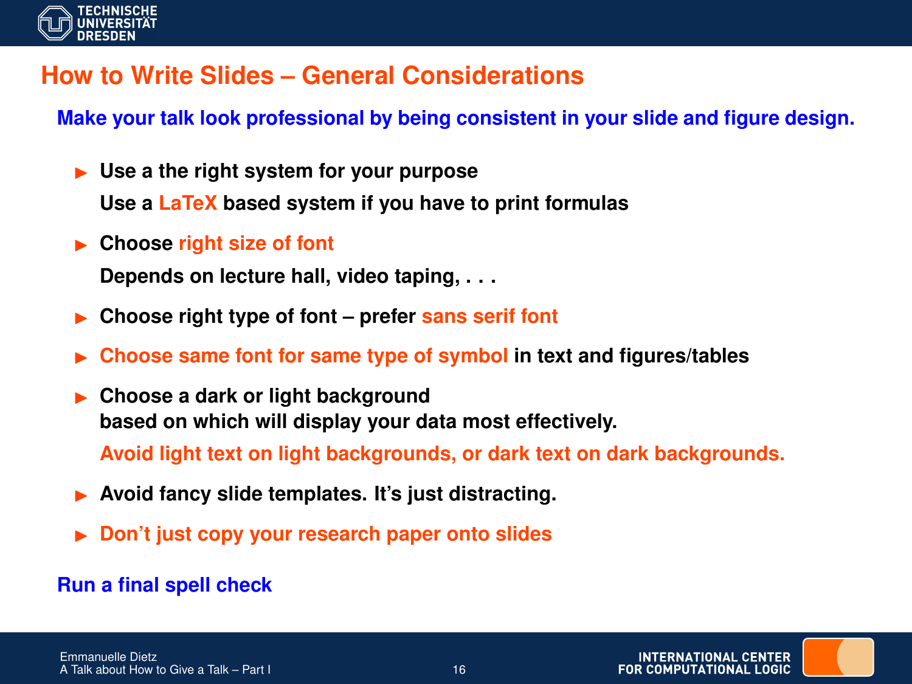# How to Write Slides – General Considerations

**Make your talk look professional by being consistent in your slide and figure design.**

- **Use a the right system for your purpose**
  **Use a LaTeX based system if you have to print formulas**
- **Choose right size of font**
  **Depends on lecture hall, video taping, . . .**
- **Choose right type of font – prefer sans serif font**
- **Choose same font for same type of symbol in text and figures/tables**
- **Choose a dark or light background based on which will display your data most effectively.**
  **Avoid light text on light backgrounds, or dark text on dark backgrounds.**
- **Avoid fancy slide templates. It's just distracting.**
- **Don't just copy your research paper onto slides**

**Run a final spell check**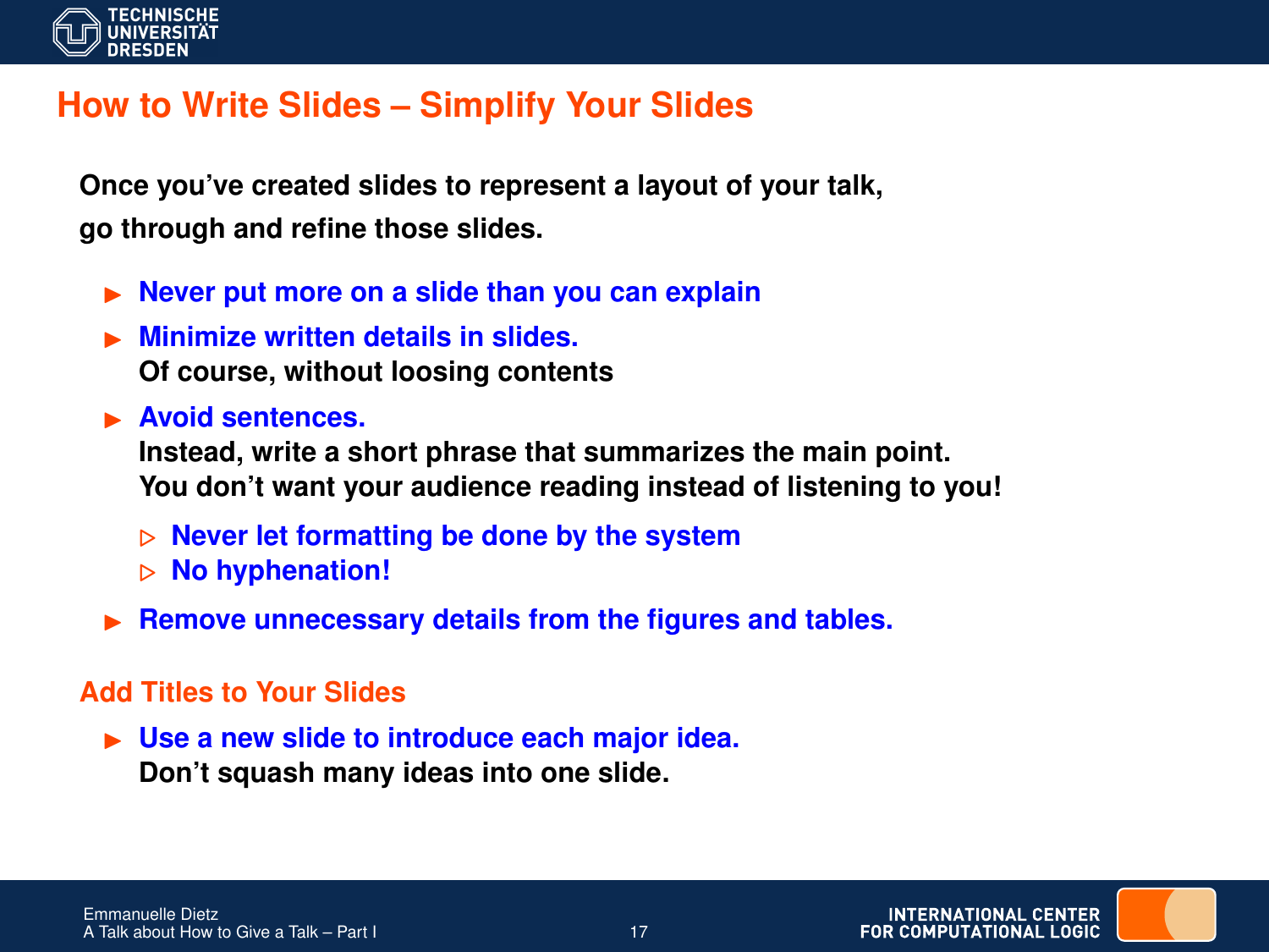## How to Write Slides – Simplify Your Slides

**Once you've created slides to represent a layout of your talk, go through and refine those slides.**

- **Never put more on a slide than you can explain**
- **Minimize written details in slides.**
  **Of course, without loosing contents**
- **Avoid sentences.**
  **Instead, write a short phrase that summarizes the main point.**
  **You don't want your audience reading instead of listening to you!**
  - **Never let formatting be done by the system**
  - **No hyphenation!**
- **Remove unnecessary details from the figures and tables.**

### Add Titles to Your Slides

- **Use a new slide to introduce each major idea.**
  **Don't squash many ideas into one slide.**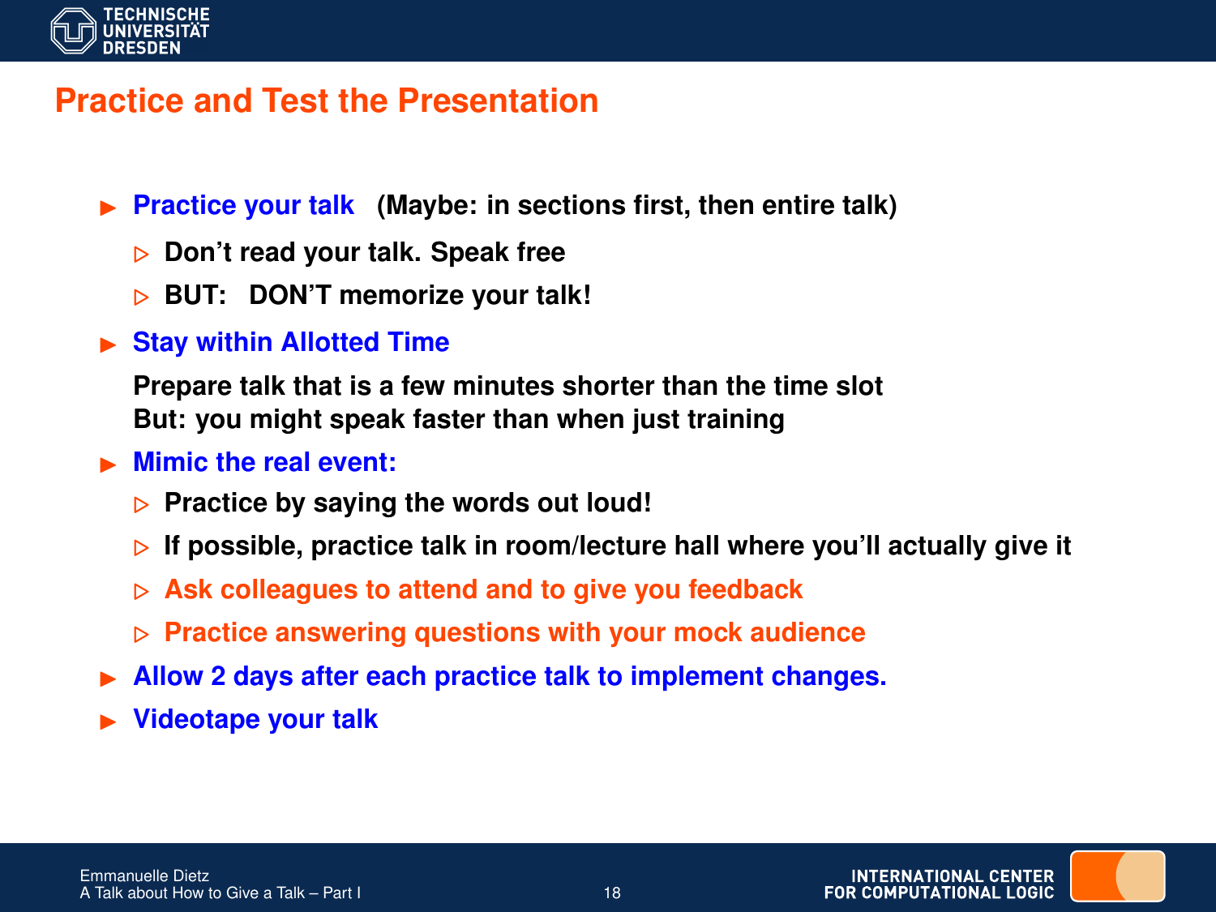## Practice and Test the Presentation

- **Practice your talk** (Maybe: in sections first, then entire talk)
  - Don't read your talk. Speak free
  - BUT: DON'T memorize your talk!
- **Stay within Allotted Time**

  Prepare talk that is a few minutes shorter than the time slot
  But: you might speak faster than when just training
- **Mimic the real event:**
  - Practice by saying the words out loud!
  - If possible, practice talk in room/lecture hall where you'll actually give it
  - Ask colleagues to attend and to give you feedback
  - Practice answering questions with your mock audience
- **Allow 2 days after each practice talk to implement changes.**
- **Videotape your talk**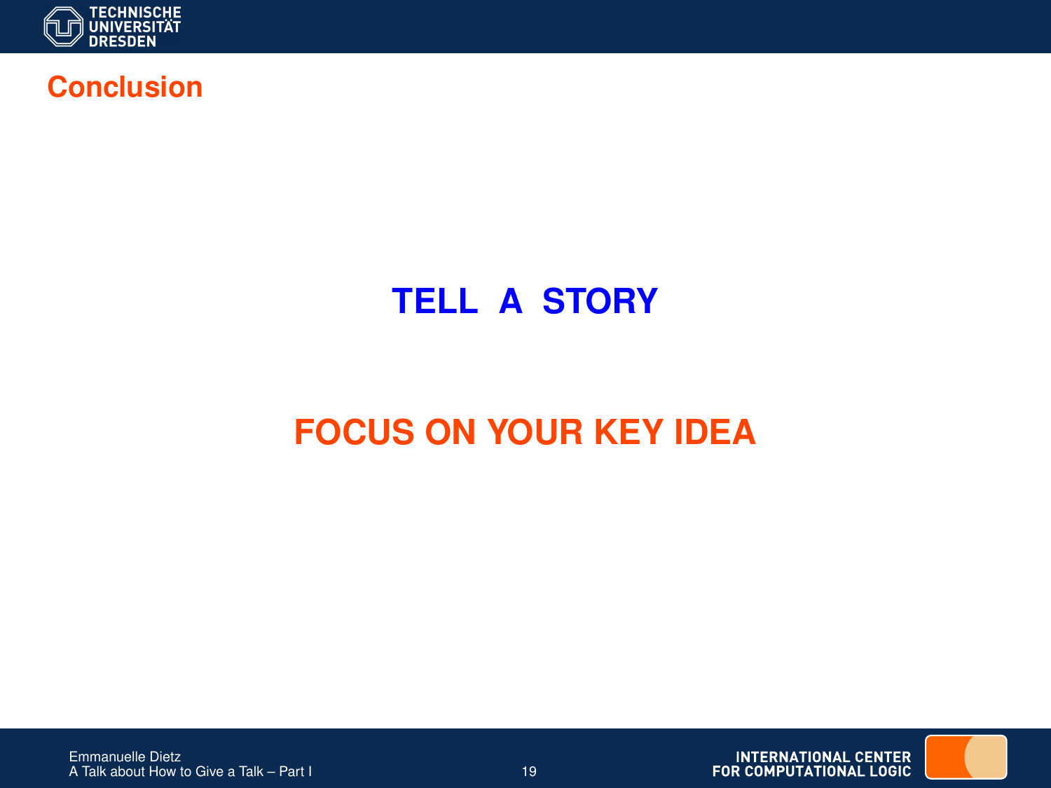## Conclusion

**TELL A STORY**

**FOCUS ON YOUR KEY IDEA**